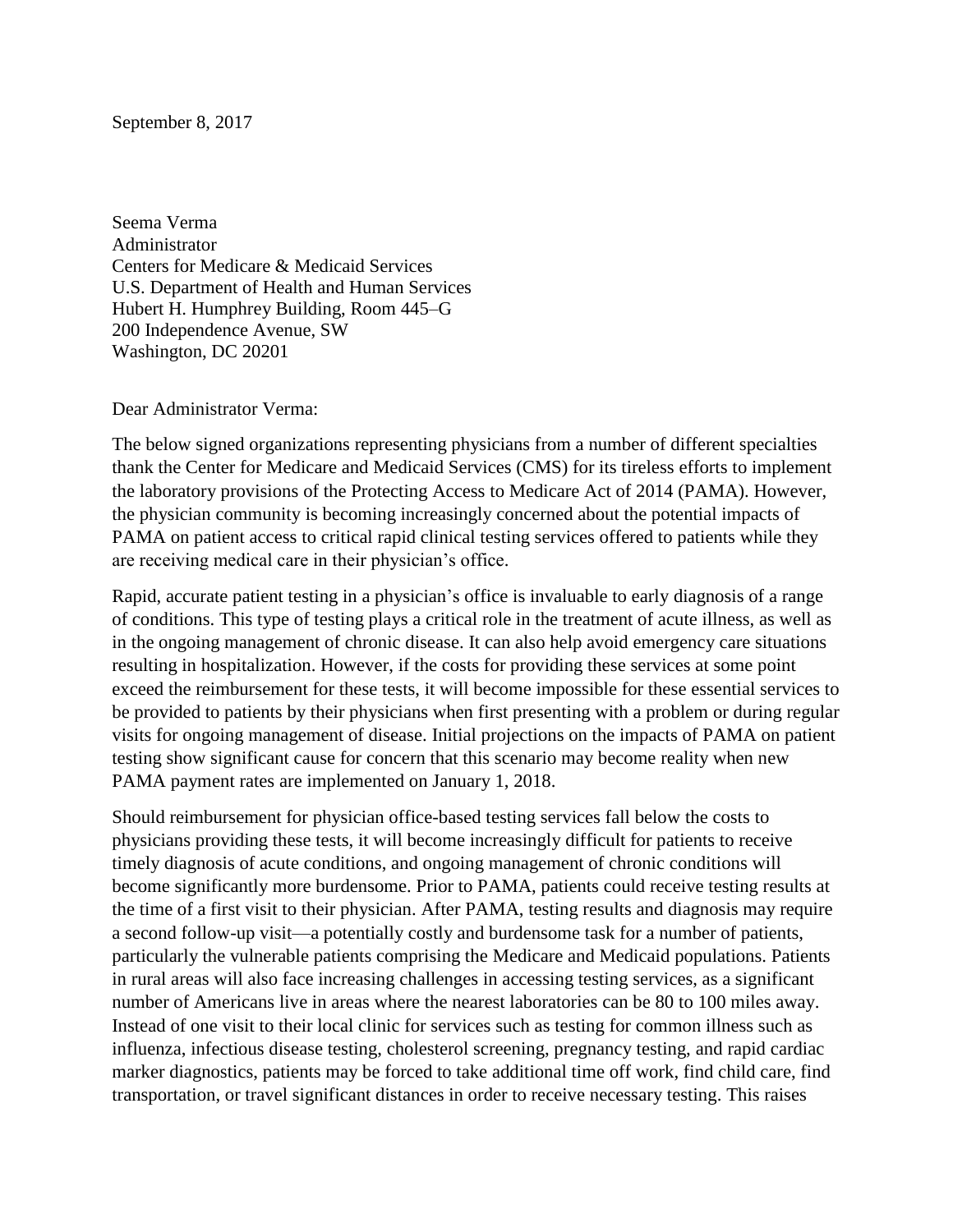September 8, 2017

Seema Verma
Administrator
Centers for Medicare & Medicaid Services
U.S. Department of Health and Human Services
Hubert H. Humphrey Building, Room 445–G
200 Independence Avenue, SW
Washington, DC 20201

Dear Administrator Verma:

The below signed organizations representing physicians from a number of different specialties thank the Center for Medicare and Medicaid Services (CMS) for its tireless efforts to implement the laboratory provisions of the Protecting Access to Medicare Act of 2014 (PAMA). However, the physician community is becoming increasingly concerned about the potential impacts of PAMA on patient access to critical rapid clinical testing services offered to patients while they are receiving medical care in their physician's office.

Rapid, accurate patient testing in a physician's office is invaluable to early diagnosis of a range of conditions. This type of testing plays a critical role in the treatment of acute illness, as well as in the ongoing management of chronic disease. It can also help avoid emergency care situations resulting in hospitalization. However, if the costs for providing these services at some point exceed the reimbursement for these tests, it will become impossible for these essential services to be provided to patients by their physicians when first presenting with a problem or during regular visits for ongoing management of disease. Initial projections on the impacts of PAMA on patient testing show significant cause for concern that this scenario may become reality when new PAMA payment rates are implemented on January 1, 2018.

Should reimbursement for physician office-based testing services fall below the costs to physicians providing these tests, it will become increasingly difficult for patients to receive timely diagnosis of acute conditions, and ongoing management of chronic conditions will become significantly more burdensome. Prior to PAMA, patients could receive testing results at the time of a first visit to their physician. After PAMA, testing results and diagnosis may require a second follow-up visit—a potentially costly and burdensome task for a number of patients, particularly the vulnerable patients comprising the Medicare and Medicaid populations. Patients in rural areas will also face increasing challenges in accessing testing services, as a significant number of Americans live in areas where the nearest laboratories can be 80 to 100 miles away. Instead of one visit to their local clinic for services such as testing for common illness such as influenza, infectious disease testing, cholesterol screening, pregnancy testing, and rapid cardiac marker diagnostics, patients may be forced to take additional time off work, find child care, find transportation, or travel significant distances in order to receive necessary testing. This raises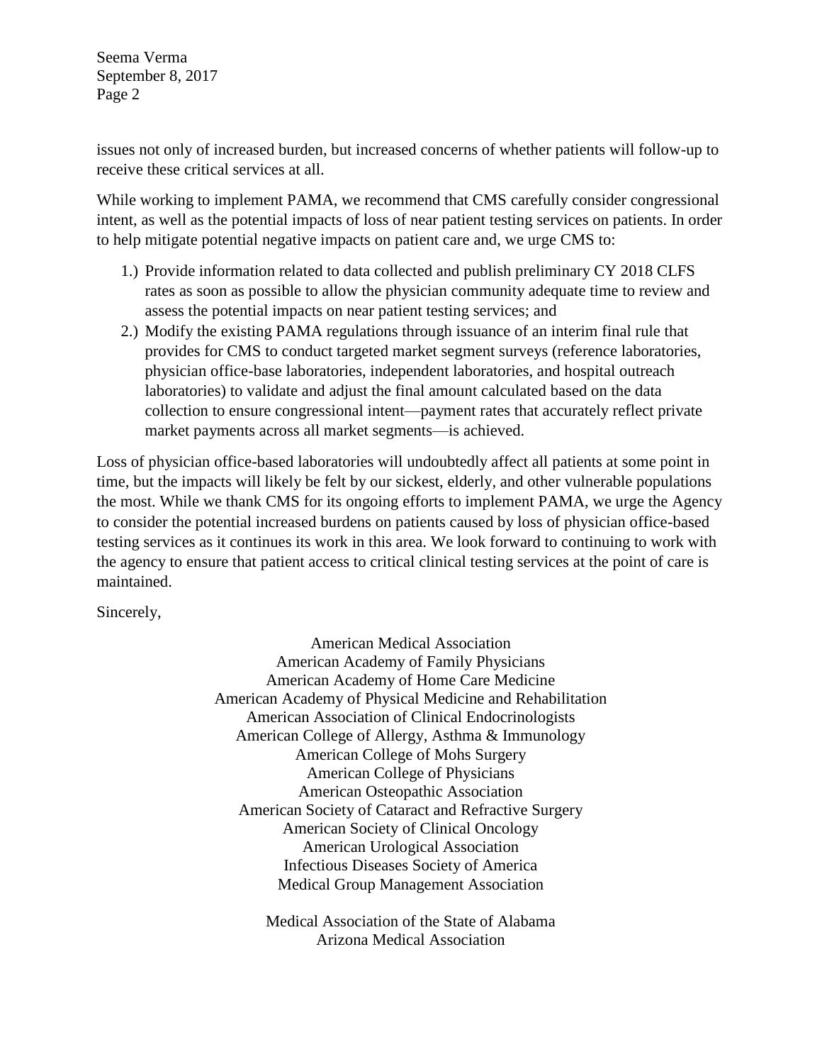issues not only of increased burden, but increased concerns of whether patients will follow-up to receive these critical services at all.

While working to implement PAMA, we recommend that CMS carefully consider congressional intent, as well as the potential impacts of loss of near patient testing services on patients. In order to help mitigate potential negative impacts on patient care and, we urge CMS to:

1.) Provide information related to data collected and publish preliminary CY 2018 CLFS rates as soon as possible to allow the physician community adequate time to review and assess the potential impacts on near patient testing services; and
2.) Modify the existing PAMA regulations through issuance of an interim final rule that provides for CMS to conduct targeted market segment surveys (reference laboratories, physician office-base laboratories, independent laboratories, and hospital outreach laboratories) to validate and adjust the final amount calculated based on the data collection to ensure congressional intent—payment rates that accurately reflect private market payments across all market segments—is achieved.

Loss of physician office-based laboratories will undoubtedly affect all patients at some point in time, but the impacts will likely be felt by our sickest, elderly, and other vulnerable populations the most. While we thank CMS for its ongoing efforts to implement PAMA, we urge the Agency to consider the potential increased burdens on patients caused by loss of physician office-based testing services as it continues its work in this area. We look forward to continuing to work with the agency to ensure that patient access to critical clinical testing services at the point of care is maintained.

Sincerely,

American Medical Association
American Academy of Family Physicians
American Academy of Home Care Medicine
American Academy of Physical Medicine and Rehabilitation
American Association of Clinical Endocrinologists
American College of Allergy, Asthma & Immunology
American College of Mohs Surgery
American College of Physicians
American Osteopathic Association
American Society of Cataract and Refractive Surgery
American Society of Clinical Oncology
American Urological Association
Infectious Diseases Society of America
Medical Group Management Association

Medical Association of the State of Alabama
Arizona Medical Association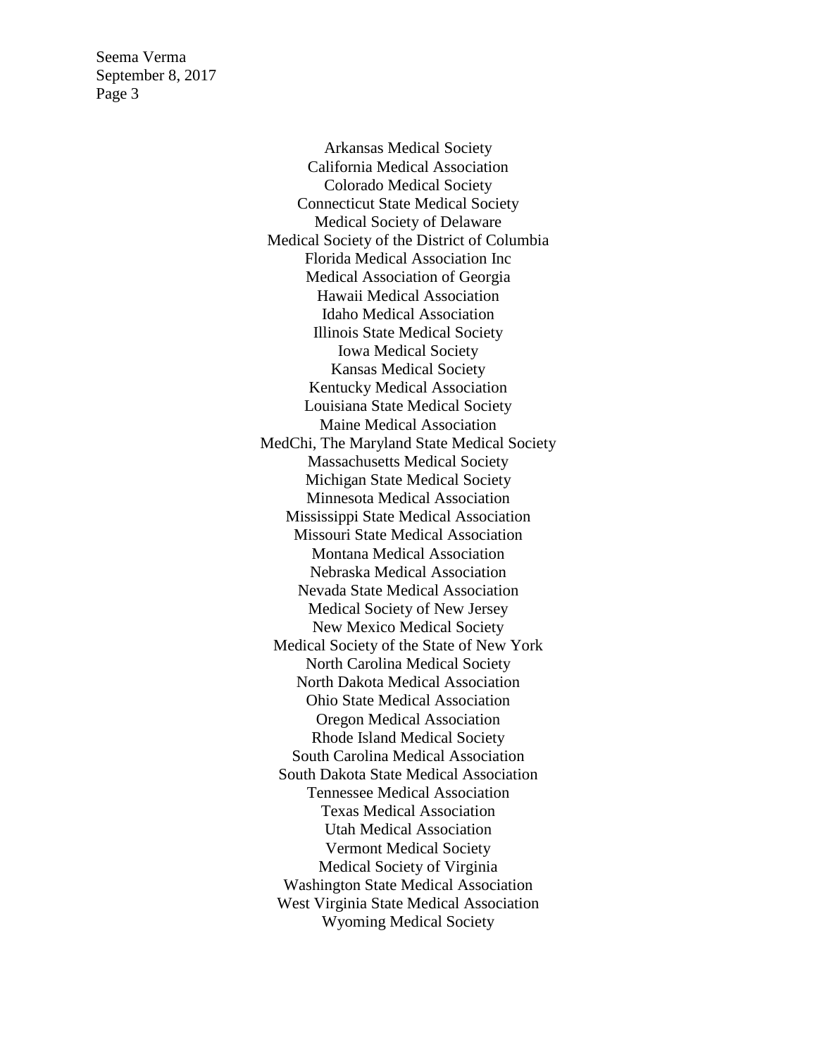Arkansas Medical Society
California Medical Association
Colorado Medical Society
Connecticut State Medical Society
Medical Society of Delaware
Medical Society of the District of Columbia
Florida Medical Association Inc
Medical Association of Georgia
Hawaii Medical Association
Idaho Medical Association
Illinois State Medical Society
Iowa Medical Society
Kansas Medical Society
Kentucky Medical Association
Louisiana State Medical Society
Maine Medical Association
MedChi, The Maryland State Medical Society
Massachusetts Medical Society
Michigan State Medical Society
Minnesota Medical Association
Mississippi State Medical Association
Missouri State Medical Association
Montana Medical Association
Nebraska Medical Association
Nevada State Medical Association
Medical Society of New Jersey
New Mexico Medical Society
Medical Society of the State of New York
North Carolina Medical Society
North Dakota Medical Association
Ohio State Medical Association
Oregon Medical Association
Rhode Island Medical Society
South Carolina Medical Association
South Dakota State Medical Association
Tennessee Medical Association
Texas Medical Association
Utah Medical Association
Vermont Medical Society
Medical Society of Virginia
Washington State Medical Association
West Virginia State Medical Association
Wyoming Medical Society